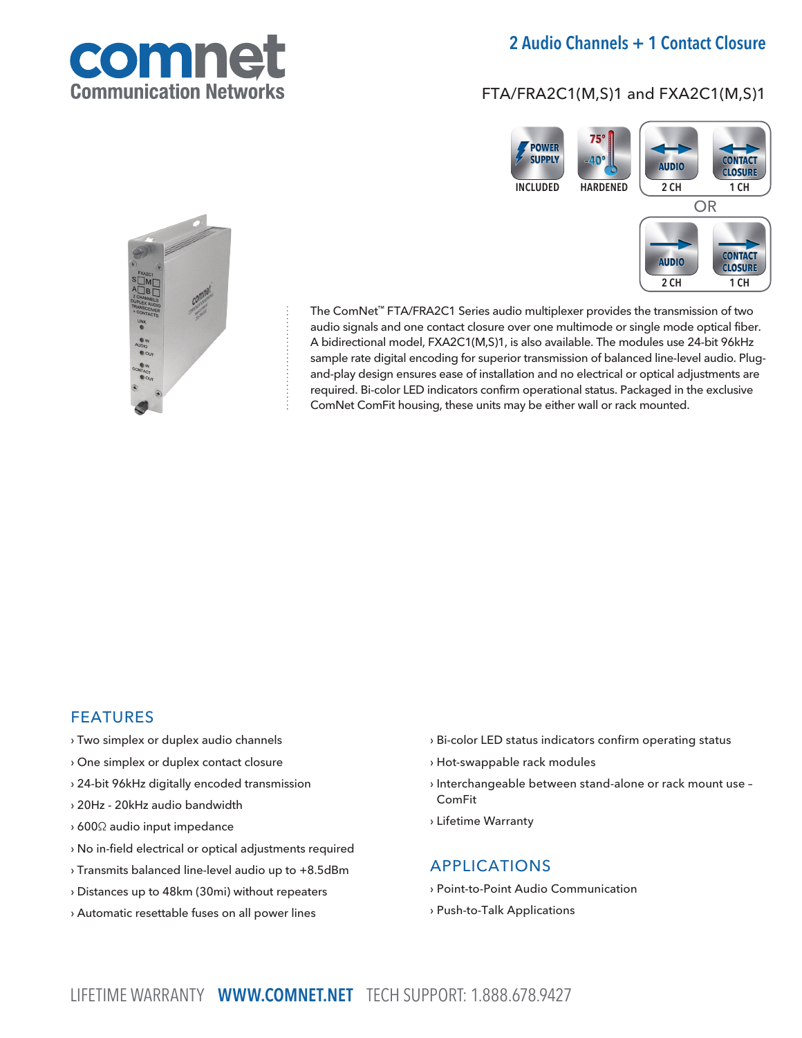# comnet
Communication Networks

## 2 Audio Channels + 1 Contact Closure

FTA/FRA2C1(M,S)1 and FXA2C1(M,S)1

POWER SUPPLY INCLUDED | HARDENED 75° -40° | AUDIO 2 CH | CONTACT CLOSURE 1 CH
OR
AUDIO 2 CH | CONTACT CLOSURE 1 CH

The ComNet™ FTA/FRA2C1 Series audio multiplexer provides the transmission of two audio signals and one contact closure over one multimode or single mode optical fiber. A bidirectional model, FXA2C1(M,S)1, is also available. The modules use 24-bit 96kHz sample rate digital encoding for superior transmission of balanced line-level audio. Plug-and-play design ensures ease of installation and no electrical or optical adjustments are required. Bi-color LED indicators confirm operational status. Packaged in the exclusive ComNet ComFit housing, these units may be either wall or rack mounted.

## FEATURES

- › Two simplex or duplex audio channels
- › One simplex or duplex contact closure
- › 24-bit 96kHz digitally encoded transmission
- › 20Hz - 20kHz audio bandwidth
- › 600Ω audio input impedance
- › No in-field electrical or optical adjustments required
- › Transmits balanced line-level audio up to +8.5dBm
- › Distances up to 48km (30mi) without repeaters
- › Automatic resettable fuses on all power lines
- › Bi-color LED status indicators confirm operating status
- › Hot-swappable rack modules
- › Interchangeable between stand-alone or rack mount use – ComFit
- › Lifetime Warranty

## APPLICATIONS

- › Point-to-Point Audio Communication
- › Push-to-Talk Applications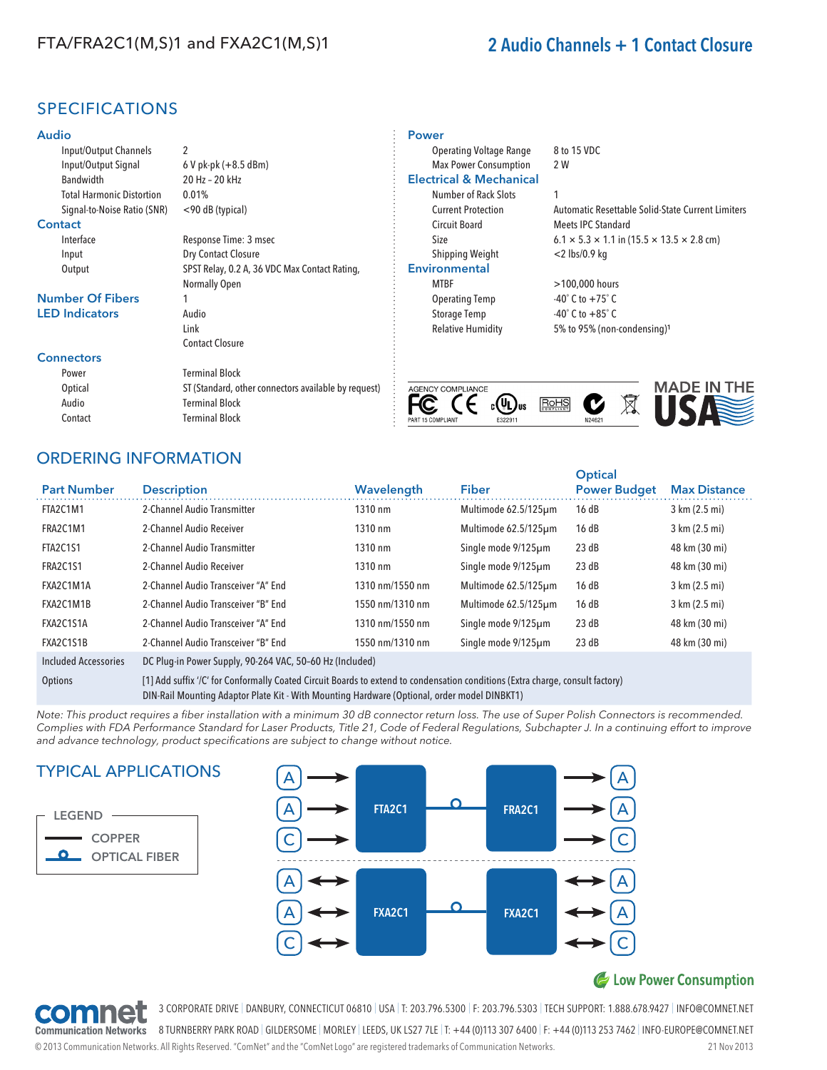# FTA/FRA2C1(M,S)1 and FXA2C1(M,S)1

## 2 Audio Channels + 1 Contact Closure

## SPECIFICATIONS

### Audio

| | |
|---|---|
| Input/Output Channels | 2 |
| Input/Output Signal | 6 V pk-pk (+8.5 dBm) |
| Bandwidth | 20 Hz – 20 kHz |
| Total Harmonic Distortion | 0.01% |
| Signal-to-Noise Ratio (SNR) | <90 dB (typical) |

### Contact

| | |
|---|---|
| Interface | Response Time: 3 msec |
| Input | Dry Contact Closure |
| Output | SPST Relay, 0.2 A, 36 VDC Max Contact Rating, Normally Open |

### Number Of Fibers

1

### LED Indicators

Audio
Link
Contact Closure

### Connectors

| | |
|---|---|
| Power | Terminal Block |
| Optical | ST (Standard, other connectors available by request) |
| Audio | Terminal Block |
| Contact | Terminal Block |

### Power

| | |
|---|---|
| Operating Voltage Range | 8 to 15 VDC |
| Max Power Consumption | 2 W |

### Electrical & Mechanical

| | |
|---|---|
| Number of Rack Slots | 1 |
| Current Protection | Automatic Resettable Solid-State Current Limiters |
| Circuit Board | Meets IPC Standard |
| Size | 6.1 × 5.3 × 1.1 in (15.5 × 13.5 × 2.8 cm) |
| Shipping Weight | <2 lbs/0.9 kg |

### Environmental

| | |
|---|---|
| MTBF | >100,000 hours |
| Operating Temp | -40˚ C to +75˚ C |
| Storage Temp | -40˚ C to +85˚ C |
| Relative Humidity | 5% to 95% (non-condensing)[1] |

AGENCY COMPLIANCE
FC PART 15 COMPLIANT · CE · cULus E322911 · RoHS COMPLIANT · N24621

MADE IN THE USA

## ORDERING INFORMATION

| Part Number | Description | Wavelength | Fiber | Optical Power Budget | Max Distance |
|---|---|---|---|---|---|
| FTA2C1M1 | 2-Channel Audio Transmitter | 1310 nm | Multimode 62.5/125µm | 16 dB | 3 km (2.5 mi) |
| FRA2C1M1 | 2-Channel Audio Receiver | 1310 nm | Multimode 62.5/125µm | 16 dB | 3 km (2.5 mi) |
| FTA2C1S1 | 2-Channel Audio Transmitter | 1310 nm | Single mode 9/125µm | 23 dB | 48 km (30 mi) |
| FRA2C1S1 | 2-Channel Audio Receiver | 1310 nm | Single mode 9/125µm | 23 dB | 48 km (30 mi) |
| FXA2C1M1A | 2-Channel Audio Transceiver "A" End | 1310 nm/1550 nm | Multimode 62.5/125µm | 16 dB | 3 km (2.5 mi) |
| FXA2C1M1B | 2-Channel Audio Transceiver "B" End | 1550 nm/1310 nm | Multimode 62.5/125µm | 16 dB | 3 km (2.5 mi) |
| FXA2C1S1A | 2-Channel Audio Transceiver "A" End | 1310 nm/1550 nm | Single mode 9/125µm | 23 dB | 48 km (30 mi) |
| FXA2C1S1B | 2-Channel Audio Transceiver "B" End | 1550 nm/1310 nm | Single mode 9/125µm | 23 dB | 48 km (30 mi) |
| Included Accessories | DC Plug-in Power Supply, 90-264 VAC, 50-60 Hz (Included) | | | | |
| Options | [1] Add suffix '/C' for Conformally Coated Circuit Boards to extend to condensation conditions (Extra charge, consult factory) DIN-Rail Mounting Adaptor Plate Kit - With Mounting Hardware (Optional, order model DINBKT1) | | | | |

*Note: This product requires a fiber installation with a minimum 30 dB connector return loss. The use of Super Polish Connectors is recommended. Complies with FDA Performance Standard for Laser Products, Title 21, Code of Federal Regulations, Subchapter J. In a continuing effort to improve and advance technology, product specifications are subject to change without notice.*

## TYPICAL APPLICATIONS

LEGEND
COPPER
OPTICAL FIBER

A A C → FTA2C1 — FRA2C1 → A A C

A A C ↔ FXA2C1 — FXA2C1 ↔ A A C

Low Power Consumption

comnet Communication Networks

3 CORPORATE DRIVE | DANBURY, CONNECTICUT 06810 | USA | T: 203.796.5300 | F: 203.796.5303 | TECH SUPPORT: 1.888.678.9427 | INFO@COMNET.NET

8 TURNBERRY PARK ROAD | GILDERSOME | MORLEY | LEEDS, UK LS27 7LE | T: +44 (0)113 307 6400 | F: +44 (0)113 253 7462 | INFO-EUROPE@COMNET.NET

© 2013 Communication Networks. All Rights Reserved. "ComNet" and the "ComNet Logo" are registered trademarks of Communication Networks. 21 Nov 2013